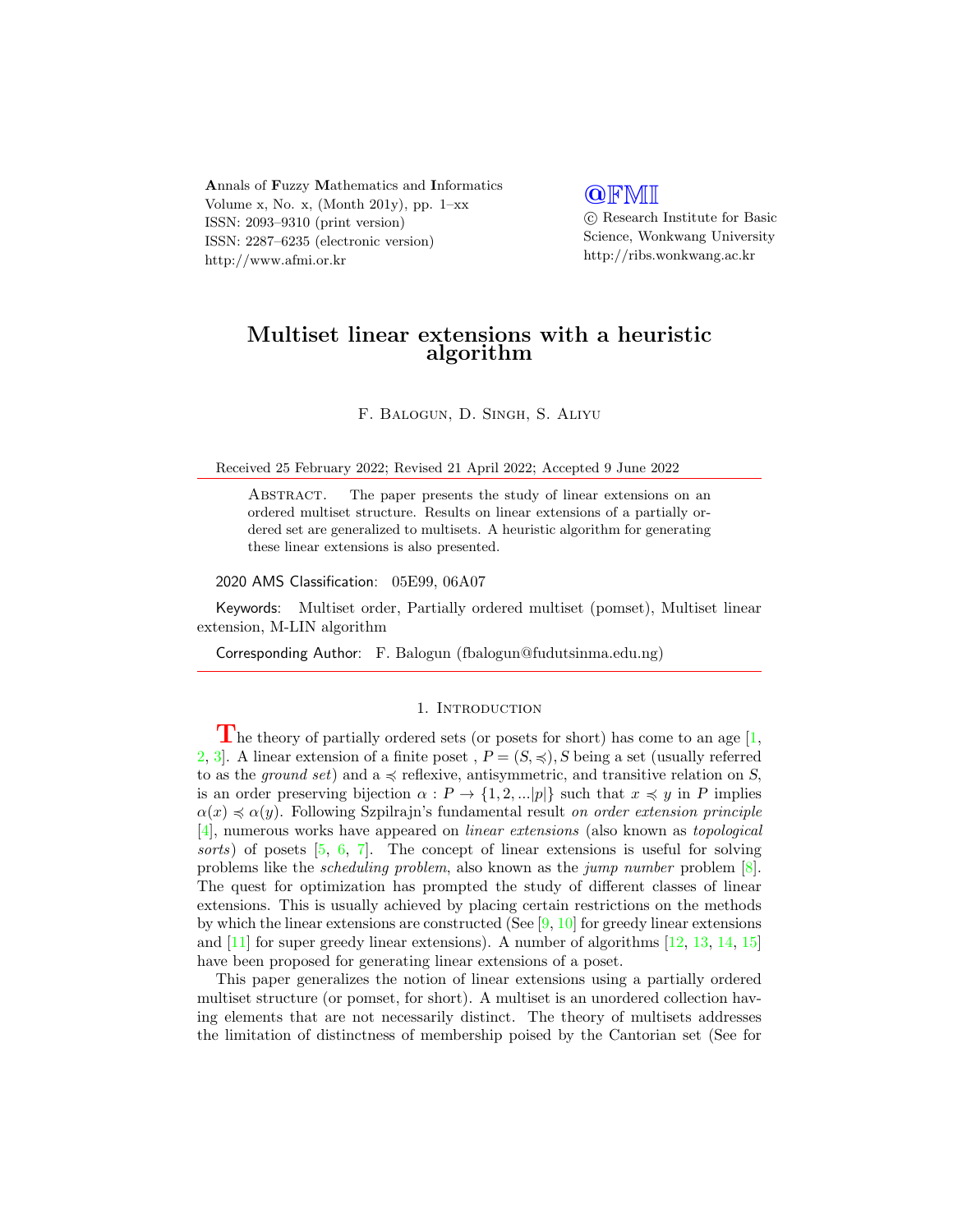Annals of Fuzzy Mathematics and Informatics
Volume x, No. x, (Month 201y), pp. 1–xx
ISSN: 2093–9310 (print version)
ISSN: 2287–6235 (electronic version)
http://www.afmi.or.kr

@FMI
© Research Institute for Basic Science, Wonkwang University
http://ribs.wonkwang.ac.kr

# Multiset linear extensions with a heuristic algorithm

F. Balogun, D. Singh, S. Aliyu

Received 25 February 2022; Revised 21 April 2022; Accepted 9 June 2022

Abstract. The paper presents the study of linear extensions on an ordered multiset structure. Results on linear extensions of a partially ordered set are generalized to multisets. A heuristic algorithm for generating these linear extensions is also presented.

2020 AMS Classification: 05E99, 06A07

Keywords: Multiset order, Partially ordered multiset (pomset), Multiset linear extension, M-LIN algorithm

Corresponding Author: F. Balogun (fbalogun@fudutsinma.edu.ng)

## 1. Introduction

The theory of partially ordered sets (or posets for short) has come to an age [1, 2, 3]. A linear extension of a finite poset , $P = (S, \preccurlyeq), S$ being a set (usually referred to as the *ground set*) and a $\preccurlyeq$ reflexive, antisymmetric, and transitive relation on $S$, is an order preserving bijection $\alpha : P \to \{1, 2, ...|p|\}$ such that $x \preccurlyeq y$ in $P$ implies $\alpha(x) \preccurlyeq \alpha(y)$. Following Szpilrajn's fundamental result *on order extension principle* [4], numerous works have appeared on *linear extensions* (also known as *topological sorts*) of posets [5, 6, 7]. The concept of linear extensions is useful for solving problems like the *scheduling problem*, also known as the *jump number* problem [8]. The quest for optimization has prompted the study of different classes of linear extensions. This is usually achieved by placing certain restrictions on the methods by which the linear extensions are constructed (See [9, 10] for greedy linear extensions and [11] for super greedy linear extensions). A number of algorithms [12, 13, 14, 15] have been proposed for generating linear extensions of a poset.

This paper generalizes the notion of linear extensions using a partially ordered multiset structure (or pomset, for short). A multiset is an unordered collection having elements that are not necessarily distinct. The theory of multisets addresses the limitation of distinctness of membership poised by the Cantorian set (See for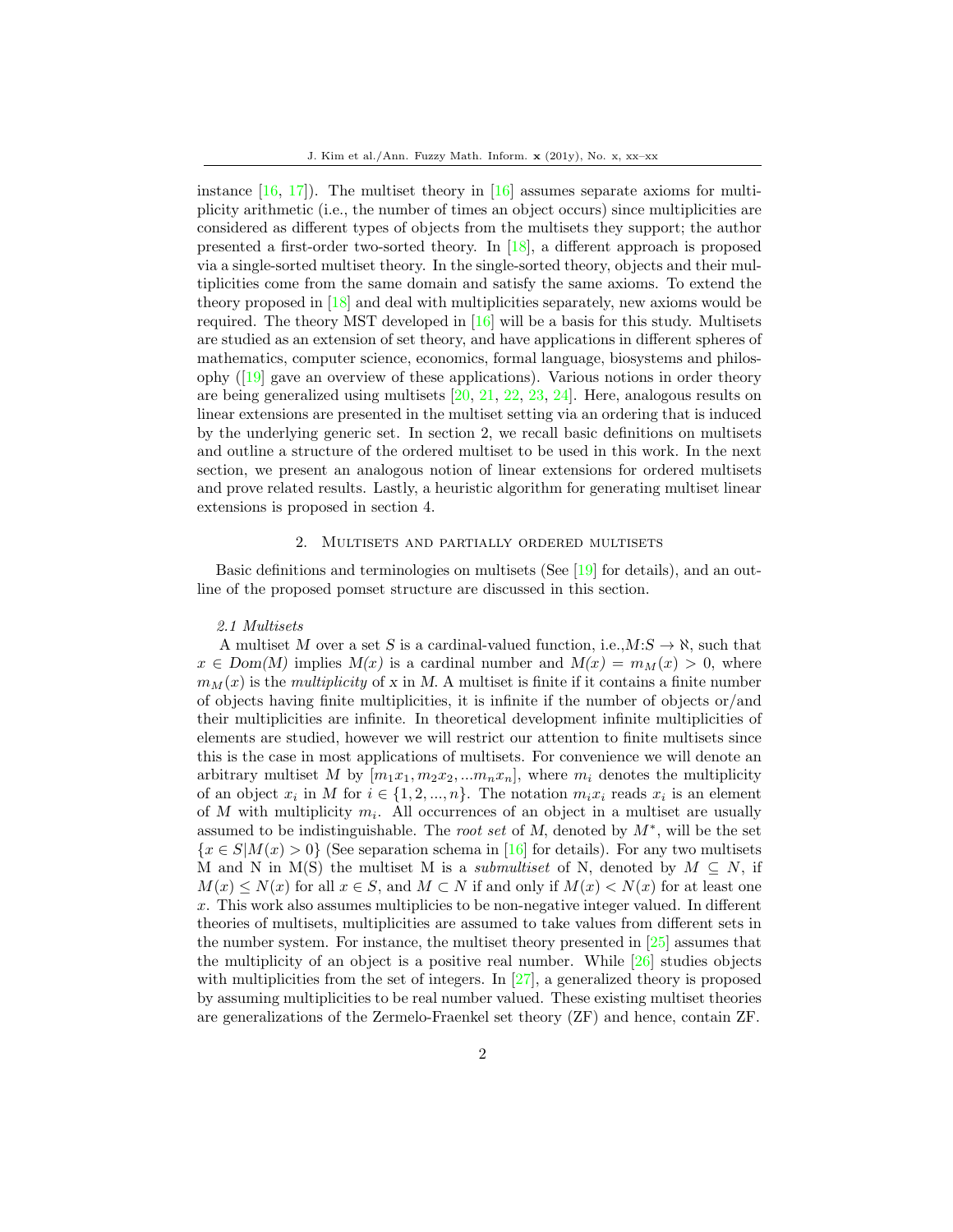instance [16, 17]). The multiset theory in [16] assumes separate axioms for multiplicity arithmetic (i.e., the number of times an object occurs) since multiplicities are considered as different types of objects from the multisets they support; the author presented a first-order two-sorted theory. In [18], a different approach is proposed via a single-sorted multiset theory. In the single-sorted theory, objects and their multiplicities come from the same domain and satisfy the same axioms. To extend the theory proposed in [18] and deal with multiplicities separately, new axioms would be required. The theory MST developed in [16] will be a basis for this study. Multisets are studied as an extension of set theory, and have applications in different spheres of mathematics, computer science, economics, formal language, biosystems and philosophy ([19] gave an overview of these applications). Various notions in order theory are being generalized using multisets [20, 21, 22, 23, 24]. Here, analogous results on linear extensions are presented in the multiset setting via an ordering that is induced by the underlying generic set. In section 2, we recall basic definitions on multisets and outline a structure of the ordered multiset to be used in this work. In the next section, we present an analogous notion of linear extensions for ordered multisets and prove related results. Lastly, a heuristic algorithm for generating multiset linear extensions is proposed in section 4.

## 2. Multisets and partially ordered multisets

Basic definitions and terminologies on multisets (See [19] for details), and an outline of the proposed pomset structure are discussed in this section.

*2.1 Multisets*

A multiset $M$ over a set $S$ is a cardinal-valued function, i.e.,$M$:$S \to \aleph$, such that $x \in$ *Dom(M)* implies $M(x)$ is a cardinal number and $M(x) = m_M(x) > 0$, where $m_M(x)$ is the *multiplicity* of $x$ in $M$. A multiset is finite if it contains a finite number of objects having finite multiplicities, it is infinite if the number of objects or/and their multiplicities are infinite. In theoretical development infinite multiplicities of elements are studied, however we will restrict our attention to finite multisets since this is the case in most applications of multisets. For convenience we will denote an arbitrary multiset $M$ by $[m_1x_1, m_2x_2, ...m_nx_n]$, where $m_i$ denotes the multiplicity of an object $x_i$ in $M$ for $i \in \{1, 2, ..., n\}$. The notation $m_ix_i$ reads $x_i$ is an element of $M$ with multiplicity $m_i$. All occurrences of an object in a multiset are usually assumed to be indistinguishable. The *root set* of $M$, denoted by $M^*$, will be the set $\{x \in S | M(x) > 0\}$ (See separation schema in [16] for details). For any two multisets M and N in M(S) the multiset M is a *submultiset* of N, denoted by $M \subseteq N$, if $M(x) \leq N(x)$ for all $x \in S$, and $M \subset N$ if and only if $M(x) < N(x)$ for at least one $x$. This work also assumes multiplicies to be non-negative integer valued. In different theories of multisets, multiplicities are assumed to take values from different sets in the number system. For instance, the multiset theory presented in [25] assumes that the multiplicity of an object is a positive real number. While [26] studies objects with multiplicities from the set of integers. In [27], a generalized theory is proposed by assuming multiplicities to be real number valued. These existing multiset theories are generalizations of the Zermelo-Fraenkel set theory (ZF) and hence, contain ZF.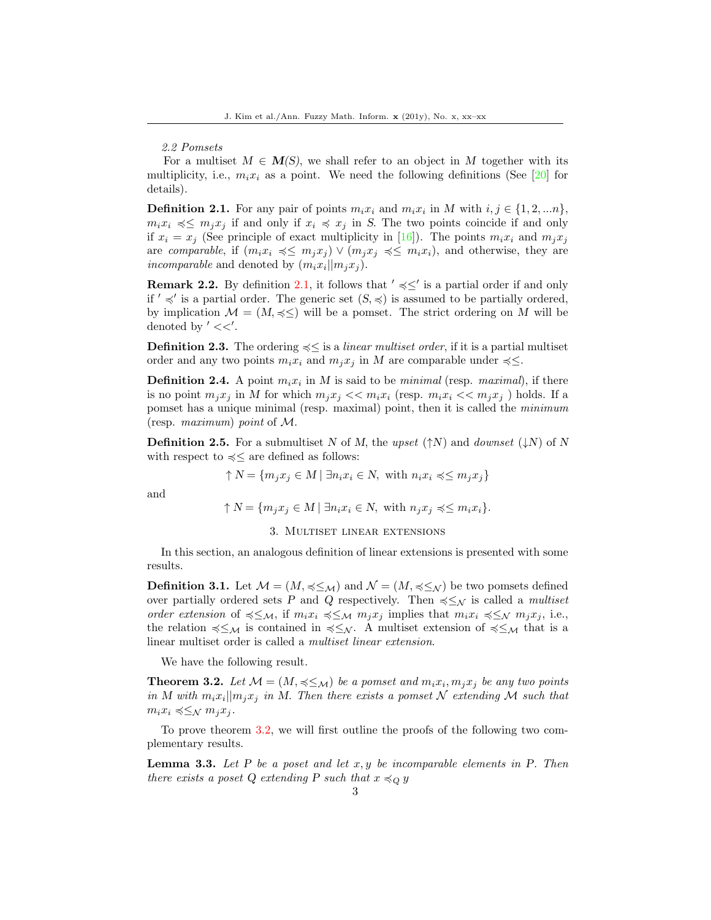*2.2 Pomsets*

For a multiset $M \in \boldsymbol{M}(S)$, we shall refer to an object in $M$ together with its multiplicity, i.e., $m_i x_i$ as a point. We need the following definitions (See [20] for details).

**Definition 2.1.** For any pair of points $m_i x_i$ and $m_i x_i$ in $M$ with $i, j \in \{1, 2, ...n\}$, $m_i x_i \preccurlyeq\leq m_j x_j$ if and only if $x_i \preccurlyeq x_j$ in $S$. The two points coincide if and only if $x_i = x_j$ (See principle of exact multiplicity in [16]). The points $m_i x_i$ and $m_j x_j$ are *comparable*, if $(m_i x_i \preccurlyeq\leq m_j x_j) \vee (m_j x_j \preccurlyeq\leq m_i x_i)$, and otherwise, they are *incomparable* and denoted by $(m_i x_i || m_j x_j)$.

**Remark 2.2.** By definition 2.1, it follows that $' \preccurlyeq\leq'$ is a partial order if and only if $' \preccurlyeq'$ is a partial order. The generic set $(S, \preccurlyeq)$ is assumed to be partially ordered, by implication $\mathcal{M} = (M, \preccurlyeq\leq)$ will be a pomset. The strict ordering on $M$ will be denoted by $' <<'$.

**Definition 2.3.** The ordering $\preccurlyeq\leq$ is a *linear multiset order*, if it is a partial multiset order and any two points $m_i x_i$ and $m_j x_j$ in $M$ are comparable under $\preccurlyeq\leq$.

**Definition 2.4.** A point $m_i x_i$ in $M$ is said to be *minimal* (resp. *maximal*), if there is no point $m_j x_j$ in $M$ for which $m_j x_j << m_i x_i$ (resp. $m_i x_i << m_j x_j$ ) holds. If a pomset has a unique minimal (resp. maximal) point, then it is called the *minimum* (resp. *maximum*) *point* of $\mathcal{M}$.

**Definition 2.5.** For a submultiset $N$ of $M$, the *upset* ($\uparrow N$) and *downset* ($\downarrow N$) of $N$ with respect to $\preccurlyeq\leq$ are defined as follows:

$$\uparrow N = \{m_j x_j \in M \mid \exists n_i x_i \in N, \text{ with } n_i x_i \preccurlyeq\leq m_j x_j\}$$

and

$$\uparrow N = \{m_j x_j \in M \mid \exists n_i x_i \in N, \text{ with } n_j x_j \preccurlyeq\leq m_i x_i\}.$$

## 3. Multiset linear extensions

In this section, an analogous definition of linear extensions is presented with some results.

**Definition 3.1.** Let $\mathcal{M} = (M, \preccurlyeq\leq_{\mathcal{M}})$ and $\mathcal{N} = (M, \preccurlyeq\leq_{\mathcal{N}})$ be two pomsets defined over partially ordered sets $P$ and $Q$ respectively. Then $\preccurlyeq\leq_{\mathcal{N}}$ is called a *multiset order extension* of $\preccurlyeq\leq_{\mathcal{M}}$, if $m_i x_i \preccurlyeq\leq_{\mathcal{M}} m_j x_j$ implies that $m_i x_i \preccurlyeq\leq_{\mathcal{N}} m_j x_j$, i.e., the relation $\preccurlyeq\leq_{\mathcal{M}}$ is contained in $\preccurlyeq\leq_{\mathcal{N}}$. A multiset extension of $\preccurlyeq\leq_{\mathcal{M}}$ that is a linear multiset order is called a *multiset linear extension*.

We have the following result.

**Theorem 3.2.** *Let $\mathcal{M} = (M, \preccurlyeq\leq_{\mathcal{M}})$ be a pomset and $m_i x_i, m_j x_j$ be any two points in $M$ with $m_i x_i || m_j x_j$ in $M$. Then there exists a pomset $\mathcal{N}$ extending $\mathcal{M}$ such that $m_i x_i \preccurlyeq\leq_{\mathcal{N}} m_j x_j$.*

To prove theorem 3.2, we will first outline the proofs of the following two complementary results.

**Lemma 3.3.** *Let $P$ be a poset and let $x, y$ be incomparable elements in $P$. Then there exists a poset $Q$ extending $P$ such that $x \preccurlyeq_Q y$*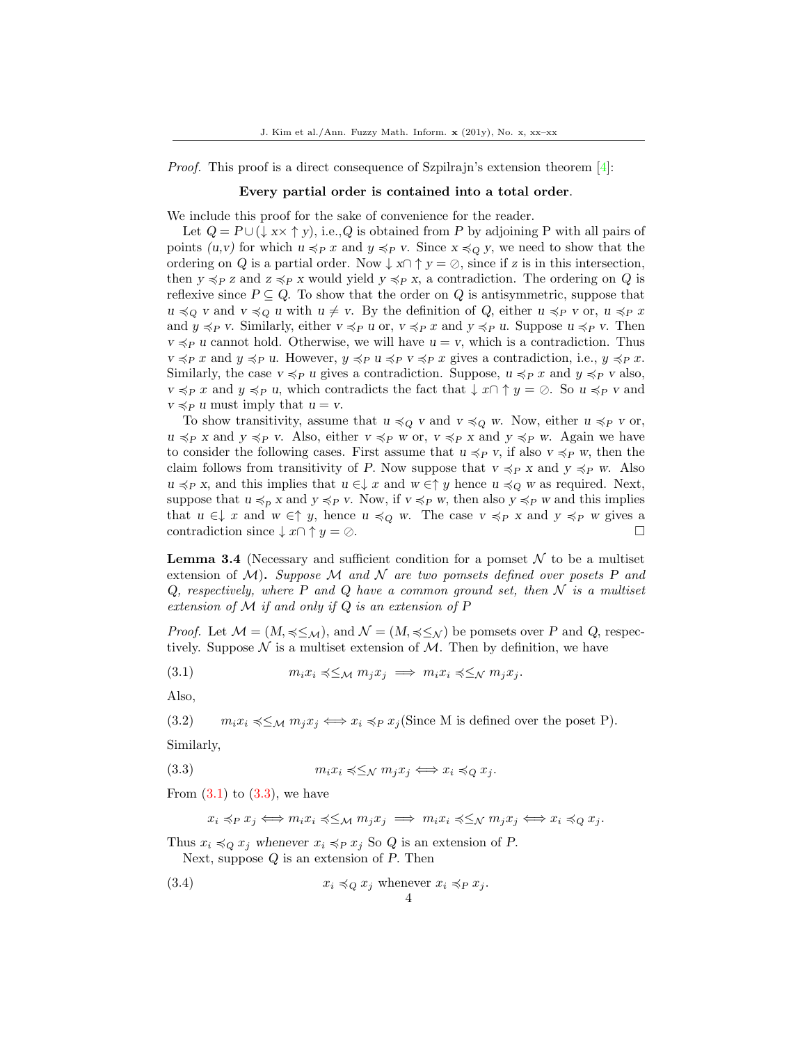*Proof.* This proof is a direct consequence of Szpilrajn's extension theorem [4]:

**Every partial order is contained into a total order**.

We include this proof for the sake of convenience for the reader.

Let $Q = P \cup (\downarrow x \times \uparrow y)$, i.e.,$Q$ is obtained from $P$ by adjoining P with all pairs of points *(u,v)* for which $u \preccurlyeq_P x$ and $y \preccurlyeq_P v$. Since $x \preccurlyeq_Q y$, we need to show that the ordering on $Q$ is a partial order. Now $\downarrow x \cap \uparrow y = \oslash$, since if $z$ is in this intersection, then $y \preccurlyeq_P z$ and $z \preccurlyeq_P x$ would yield $y \preccurlyeq_P x$, a contradiction. The ordering on $Q$ is reflexive since $P \subseteq Q$. To show that the order on $Q$ is antisymmetric, suppose that $u \preccurlyeq_Q v$ and $v \preccurlyeq_Q u$ with $u \neq v$. By the definition of $Q$, either $u \preccurlyeq_P v$ or, $u \preccurlyeq_P x$ and $y \preccurlyeq_P v$. Similarly, either $v \preccurlyeq_P u$ or, $v \preccurlyeq_P x$ and $y \preccurlyeq_P u$. Suppose $u \preccurlyeq_P v$. Then $v \preccurlyeq_P u$ cannot hold. Otherwise, we will have $u = v$, which is a contradiction. Thus $v \preccurlyeq_P x$ and $y \preccurlyeq_P u$. However, $y \preccurlyeq_P u \preccurlyeq_P v \preccurlyeq_P x$ gives a contradiction, i.e., $y \preccurlyeq_P x$. Similarly, the case $v \preccurlyeq_P u$ gives a contradiction. Suppose, $u \preccurlyeq_P x$ and $y \preccurlyeq_P v$ also, $v \preccurlyeq_P x$ and $y \preccurlyeq_P u$, which contradicts the fact that $\downarrow x \cap \uparrow y = \oslash$. So $u \preccurlyeq_P v$ and $v \preccurlyeq_P u$ must imply that $u = v$.

To show transitivity, assume that $u \preccurlyeq_Q v$ and $v \preccurlyeq_Q w$. Now, either $u \preccurlyeq_P v$ or, $u \preccurlyeq_P x$ and $y \preccurlyeq_P v$. Also, either $v \preccurlyeq_P w$ or, $v \preccurlyeq_P x$ and $y \preccurlyeq_P w$. Again we have to consider the following cases. First assume that $u \preccurlyeq_P v$, if also $v \preccurlyeq_P w$, then the claim follows from transitivity of $P$. Now suppose that $v \preccurlyeq_P x$ and $y \preccurlyeq_P w$. Also $u \preccurlyeq_P x$, and this implies that $u \in \downarrow x$ and $w \in \uparrow y$ hence $u \preccurlyeq_Q w$ as required. Next, suppose that $u \preccurlyeq_p x$ and $y \preccurlyeq_P v$. Now, if $v \preccurlyeq_P w$, then also $y \preccurlyeq_P w$ and this implies that $u \in \downarrow x$ and $w \in \uparrow y$, hence $u \preccurlyeq_Q w$. The case $v \preccurlyeq_P x$ and $y \preccurlyeq_P w$ gives a contradiction since $\downarrow x \cap \uparrow y = \oslash$. □

**Lemma 3.4** (Necessary and sufficient condition for a pomset $\mathcal{N}$ to be a multiset extension of $\mathcal{M}$)**.** *Suppose $\mathcal{M}$ and $\mathcal{N}$ are two pomsets defined over posets $P$ and $Q$, respectively, where $P$ and $Q$ have a common ground set, then $\mathcal{N}$ is a multiset extension of $\mathcal{M}$ if and only if $Q$ is an extension of $P$*

*Proof.* Let $\mathcal{M} = (M, \preccurlyeq\leq_{\mathcal{M}})$, and $\mathcal{N} = (M, \preccurlyeq\leq_{\mathcal{N}})$ be pomsets over $P$ and $Q$, respectively. Suppose $\mathcal{N}$ is a multiset extension of $\mathcal{M}$. Then by definition, we have

$$m_i x_i \preccurlyeq\leq_{\mathcal{M}} m_j x_j \implies m_i x_i \preccurlyeq\leq_{\mathcal{N}} m_j x_j. \tag{3.1}$$

Also,

$$m_i x_i \preccurlyeq\leq_{\mathcal{M}} m_j x_j \iff x_i \preccurlyeq_P x_j (\text{Since M is defined over the poset P}). \tag{3.2}$$

Similarly,

$$m_i x_i \preccurlyeq\leq_{\mathcal{N}} m_j x_j \iff x_i \preccurlyeq_Q x_j. \tag{3.3}$$

From (3.1) to (3.3), we have

$$x_i \preccurlyeq_P x_j \iff m_i x_i \preccurlyeq\leq_{\mathcal{M}} m_j x_j \implies m_i x_i \preccurlyeq\leq_{\mathcal{N}} m_j x_j \iff x_i \preccurlyeq_Q x_j.$$

Thus $x_i \preccurlyeq_Q x_j$ *whenever* $x_i \preccurlyeq_P x_j$ So $Q$ is an extension of $P$.

Next, suppose $Q$ is an extension of $P$. Then

$$x_i \preccurlyeq_Q x_j \text{ whenever } x_i \preccurlyeq_P x_j. \tag{3.4}$$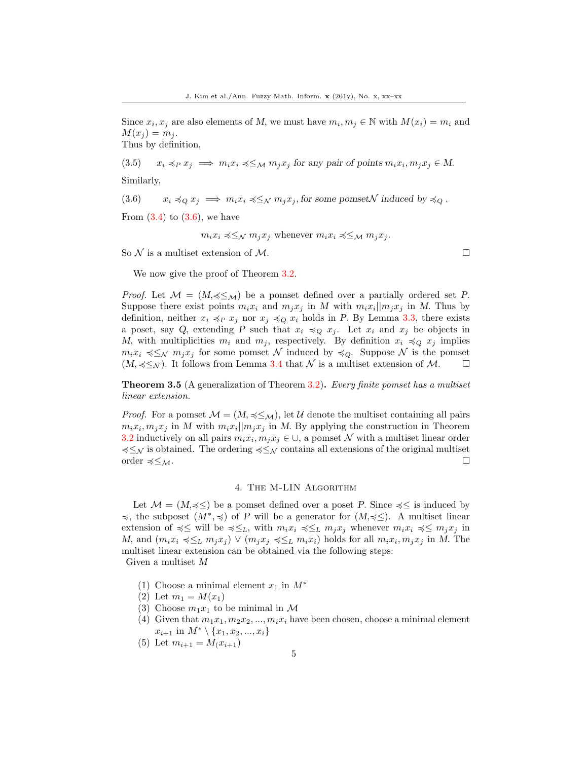Since $x_i, x_j$ are also elements of $M$, we must have $m_i, m_j \in \mathbb{N}$ with $M(x_i) = m_i$ and $M(x_j) = m_j$.
Thus by definition,

$$(3.5) \qquad x_i \preccurlyeq_P x_j \implies m_i x_i \preccurlyeq\leq_{\mathcal{M}} m_j x_j \text{ for any pair of points } m_i x_i, m_j x_j \in M.$$

Similarly,

$$(3.6) \qquad x_i \preccurlyeq_Q x_j \implies m_i x_i \preccurlyeq\leq_{\mathcal{N}} m_j x_j, \text{for some pomset} \mathcal{N} \text{ induced by} \preccurlyeq_Q .$$

From (3.4) to (3.6), we have

$$m_i x_i \preccurlyeq\leq_{\mathcal{N}} m_j x_j \text{ whenever } m_i x_i \preccurlyeq\leq_{\mathcal{M}} m_j x_j.$$

So $\mathcal{N}$ is a multiset extension of $\mathcal{M}$. □

We now give the proof of Theorem 3.2.

*Proof.* Let $\mathcal{M} = (M, \preccurlyeq\leq_{\mathcal{M}})$ be a pomset defined over a partially ordered set $P$. Suppose there exist points $m_i x_i$ and $m_j x_j$ in $M$ with $m_i x_i || m_j x_j$ in $M$. Thus by definition, neither $x_i \preccurlyeq_P x_j$ nor $x_j \preccurlyeq_Q x_i$ holds in $P$. By Lemma 3.3, there exists a poset, say $Q$, extending $P$ such that $x_i \preccurlyeq_Q x_j$. Let $x_i$ and $x_j$ be objects in $M$, with multiplicities $m_i$ and $m_j$, respectively. By definition $x_i \preccurlyeq_Q x_j$ implies $m_i x_i \preccurlyeq\leq_{\mathcal{N}} m_j x_j$ for some pomset $\mathcal{N}$ induced by $\preccurlyeq_Q$. Suppose $\mathcal{N}$ is the pomset $(M, \preccurlyeq\leq_{\mathcal{N}})$. It follows from Lemma 3.4 that $\mathcal{N}$ is a multiset extension of $\mathcal{M}$. □

**Theorem 3.5** (A generalization of Theorem 3.2)**.** *Every finite pomset has a multiset linear extension.*

*Proof.* For a pomset $\mathcal{M} = (M, \preccurlyeq\leq_{\mathcal{M}})$, let $\mathcal{U}$ denote the multiset containing all pairs $m_i x_i, m_j x_j$ in $M$ with $m_i x_i || m_j x_j$ in $M$. By applying the construction in Theorem 3.2 inductively on all pairs $m_i x_i, m_j x_j \in \cup$, a pomset $\mathcal{N}$ with a multiset linear order $\preccurlyeq\leq_{\mathcal{N}}$ is obtained. The ordering $\preccurlyeq\leq_{\mathcal{N}}$ contains all extensions of the original multiset order $\preccurlyeq\leq_{\mathcal{M}}$. □

## 4. The M-LIN Algorithm

Let $\mathcal{M} = (M, \preccurlyeq\leq)$ be a pomset defined over a poset $P$. Since $\preccurlyeq\leq$ is induced by $\preccurlyeq$, the subposet $(M^*, \preccurlyeq)$ of $P$ will be a generator for $(M, \preccurlyeq\leq)$. A multiset linear extension of $\preccurlyeq\leq$ will be $\preccurlyeq\leq_L$, with $m_i x_i \preccurlyeq\leq_L m_j x_j$ whenever $m_i x_i \preccurlyeq\leq m_j x_j$ in $M$, and $(m_i x_i \preccurlyeq\leq_L m_j x_j) \vee (m_j x_j \preccurlyeq\leq_L m_i x_i)$ holds for all $m_i x_i, m_j x_j$ in $M$. The multiset linear extension can be obtained via the following steps:
Given a multiset $M$

1. Choose a minimal element $x_1$ in $M^*$
2. Let $m_1 = M(x_1)$
3. Choose $m_1 x_1$ to be minimal in $\mathcal{M}$
4. Given that $m_1 x_1, m_2 x_2, ..., m_i x_i$ have been chosen, choose a minimal element $x_{i+1}$ in $M^* \setminus \{x_1, x_2, ..., x_i\}$
5. Let $m_{i+1} = M_(x_{i+1})$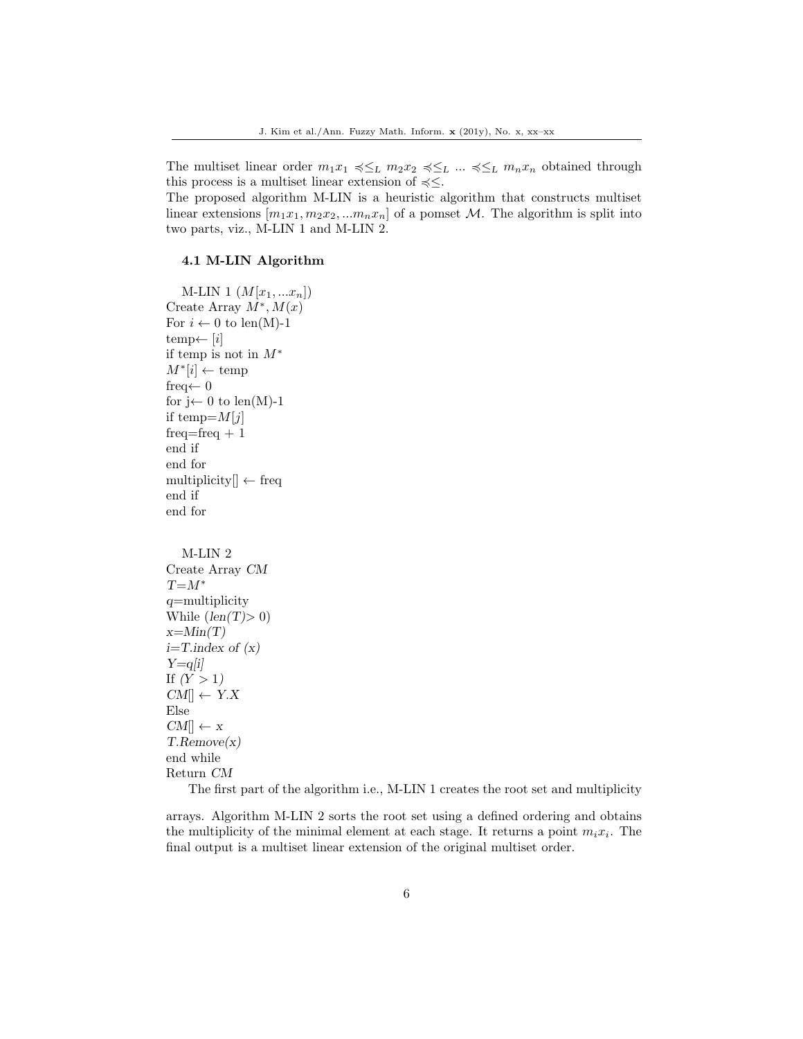The multiset linear order $m_1x_1 \preccurlyeq\leq_L m_2x_2 \preccurlyeq\leq_L ... \preccurlyeq\leq_L m_nx_n$ obtained through this process is a multiset linear extension of $\preccurlyeq\leq$.
The proposed algorithm M-LIN is a heuristic algorithm that constructs multiset linear extensions $[m_1x_1, m_2x_2, ...m_nx_n]$ of a pomset $\mathcal{M}$. The algorithm is split into two parts, viz., M-LIN 1 and M-LIN 2.

### 4.1 M-LIN Algorithm

```
M-LIN 1 (M[x1, ...xn])
Create Array M*, M(x)
For i ← 0 to len(M)-1
temp← [i]
if temp is not in M*
M*[i] ← temp
freq← 0
for j← 0 to len(M)-1
if temp=M[j]
freq=freq + 1
end if
end for
multiplicity[] ← freq
end if
end for
```

```
M-LIN 2
Create Array CM
T=M*
q=multiplicity
While (len(T)> 0)
x=Min(T)
i=T.index of (x)
Y=q[i]
If (Y > 1)
CM[] ← Y.X
Else
CM[] ← x
T.Remove(x)
end while
Return CM
```

The first part of the algorithm i.e., M-LIN 1 creates the root set and multiplicity arrays. Algorithm M-LIN 2 sorts the root set using a defined ordering and obtains the multiplicity of the minimal element at each stage. It returns a point $m_ix_i$. The final output is a multiset linear extension of the original multiset order.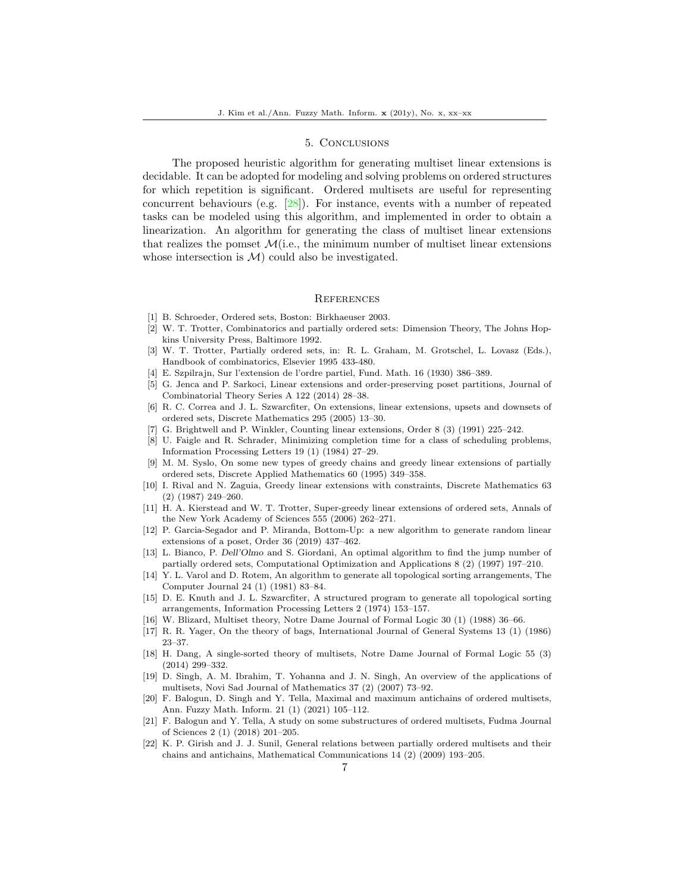## 5. Conclusions

The proposed heuristic algorithm for generating multiset linear extensions is decidable. It can be adopted for modeling and solving problems on ordered structures for which repetition is significant. Ordered multisets are useful for representing concurrent behaviours (e.g. [28]). For instance, events with a number of repeated tasks can be modeled using this algorithm, and implemented in order to obtain a linearization. An algorithm for generating the class of multiset linear extensions that realizes the pomset $\mathcal{M}$(i.e., the minimum number of multiset linear extensions whose intersection is $\mathcal{M}$) could also be investigated.

## References

[1] B. Schroeder, Ordered sets, Boston: Birkhaeuser 2003.

[2] W. T. Trotter, Combinatorics and partially ordered sets: Dimension Theory, The Johns Hopkins University Press, Baltimore 1992.

[3] W. T. Trotter, Partially ordered sets, in: R. L. Graham, M. Grotschel, L. Lovasz (Eds.), Handbook of combinatorics, Elsevier 1995 433-480.

[4] E. Szpilrajn, Sur l'extension de l'ordre partiel, Fund. Math. 16 (1930) 386–389.

[5] G. Jenca and P. Sarkoci, Linear extensions and order-preserving poset partitions, Journal of Combinatorial Theory Series A 122 (2014) 28–38.

[6] R. C. Correa and J. L. Szwarcfiter, On extensions, linear extensions, upsets and downsets of ordered sets, Discrete Mathematics 295 (2005) 13–30.

[7] G. Brightwell and P. Winkler, Counting linear extensions, Order 8 (3) (1991) 225–242.

[8] U. Faigle and R. Schrader, Minimizing completion time for a class of scheduling problems, Information Processing Letters 19 (1) (1984) 27–29.

[9] M. M. Syslo, On some new types of greedy chains and greedy linear extensions of partially ordered sets, Discrete Applied Mathematics 60 (1995) 349–358.

[10] I. Rival and N. Zaguia, Greedy linear extensions with constraints, Discrete Mathematics 63 (2) (1987) 249–260.

[11] H. A. Kierstead and W. T. Trotter, Super-greedy linear extensions of ordered sets, Annals of the New York Academy of Sciences 555 (2006) 262–271.

[12] P. Garcia-Segador and P. Miranda, Bottom-Up: a new algorithm to generate random linear extensions of a poset, Order 36 (2019) 437–462.

[13] L. Bianco, P. Dell'Olmo and S. Giordani, An optimal algorithm to find the jump number of partially ordered sets, Computational Optimization and Applications 8 (2) (1997) 197–210.

[14] Y. L. Varol and D. Rotem, An algorithm to generate all topological sorting arrangements, The Computer Journal 24 (1) (1981) 83–84.

[15] D. E. Knuth and J. L. Szwarcfiter, A structured program to generate all topological sorting arrangements, Information Processing Letters 2 (1974) 153–157.

[16] W. Blizard, Multiset theory, Notre Dame Journal of Formal Logic 30 (1) (1988) 36–66.

[17] R. R. Yager, On the theory of bags, International Journal of General Systems 13 (1) (1986) 23–37.

[18] H. Dang, A single-sorted theory of multisets, Notre Dame Journal of Formal Logic 55 (3) (2014) 299–332.

[19] D. Singh, A. M. Ibrahim, T. Yohanna and J. N. Singh, An overview of the applications of multisets, Novi Sad Journal of Mathematics 37 (2) (2007) 73–92.

[20] F. Balogun, D. Singh and Y. Tella, Maximal and maximum antichains of ordered multisets, Ann. Fuzzy Math. Inform. 21 (1) (2021) 105–112.

[21] F. Balogun and Y. Tella, A study on some substructures of ordered multisets, Fudma Journal of Sciences 2 (1) (2018) 201–205.

[22] K. P. Girish and J. J. Sunil, General relations between partially ordered multisets and their chains and antichains, Mathematical Communications 14 (2) (2009) 193–205.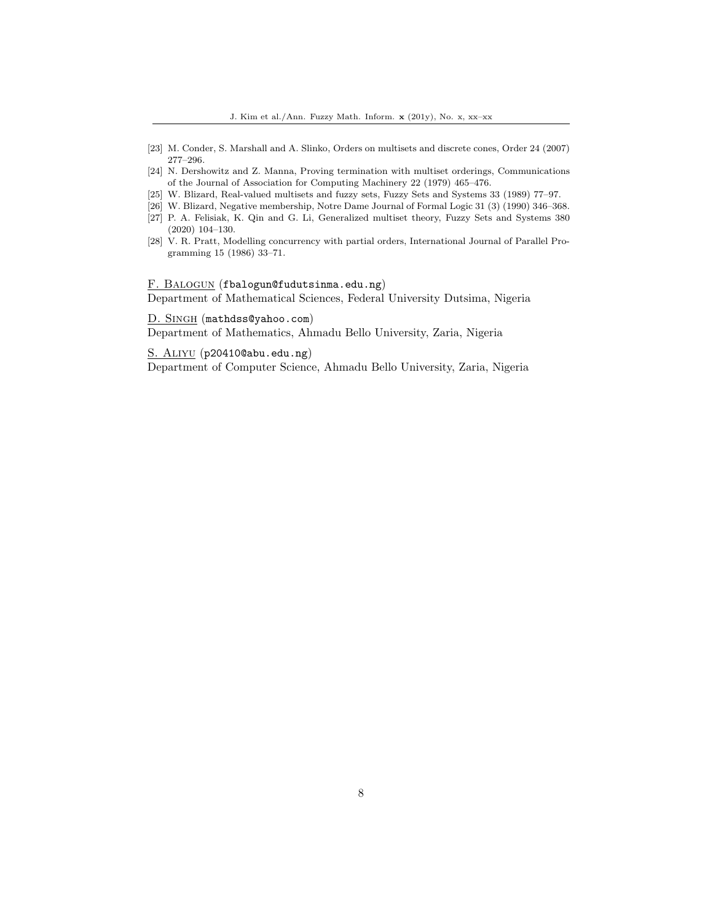[23] M. Conder, S. Marshall and A. Slinko, Orders on multisets and discrete cones, Order 24 (2007) 277–296.

[24] N. Dershowitz and Z. Manna, Proving termination with multiset orderings, Communications of the Journal of Association for Computing Machinery 22 (1979) 465–476.

[25] W. Blizard, Real-valued multisets and fuzzy sets, Fuzzy Sets and Systems 33 (1989) 77–97.

[26] W. Blizard, Negative membership, Notre Dame Journal of Formal Logic 31 (3) (1990) 346–368.

[27] P. A. Felisiak, K. Qin and G. Li, Generalized multiset theory, Fuzzy Sets and Systems 380 (2020) 104–130.

[28] V. R. Pratt, Modelling concurrency with partial orders, International Journal of Parallel Programming 15 (1986) 33–71.

F. Balogun (fbalogun@fudutsinma.edu.ng)
Department of Mathematical Sciences, Federal University Dutsima, Nigeria

D. Singh (mathdss@yahoo.com)
Department of Mathematics, Ahmadu Bello University, Zaria, Nigeria

S. Aliyu (p20410@abu.edu.ng)
Department of Computer Science, Ahmadu Bello University, Zaria, Nigeria